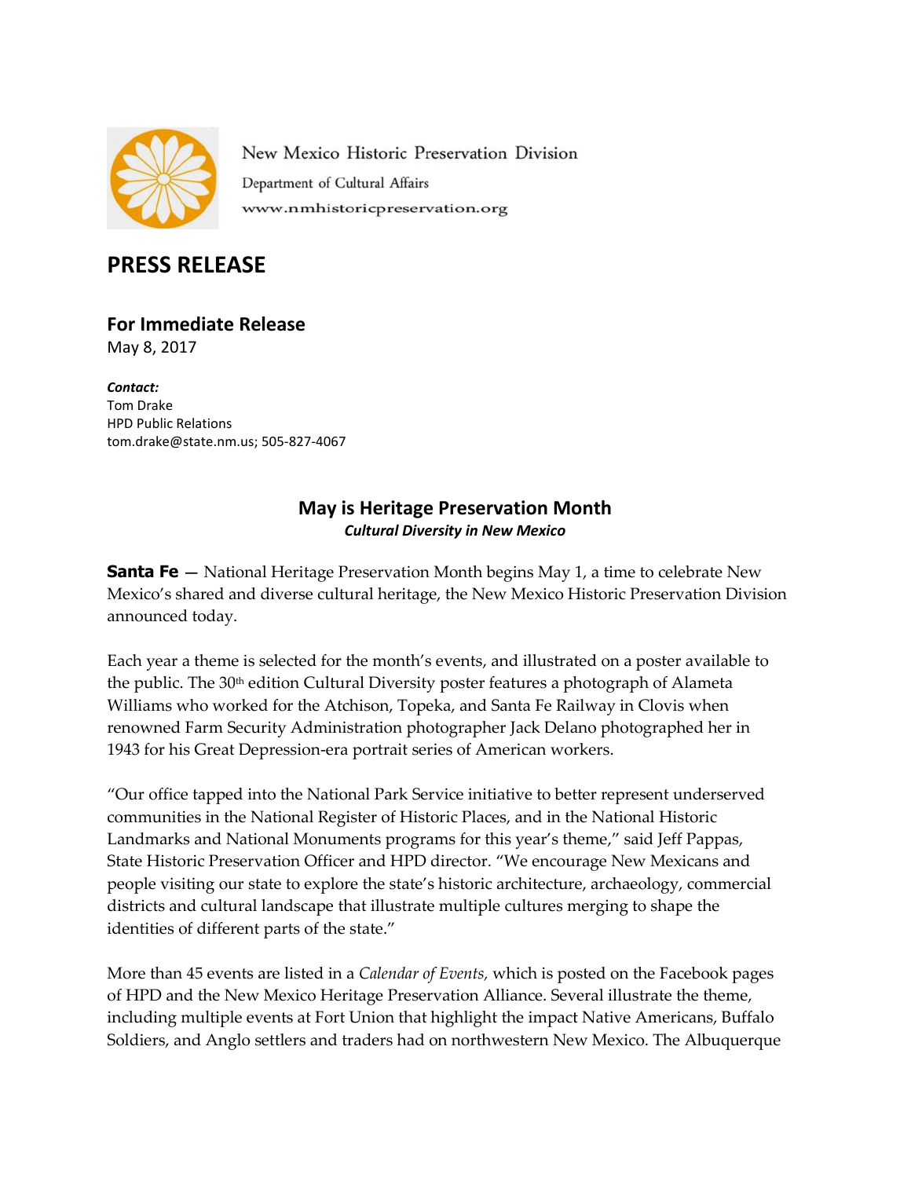New Mexico Historic Preservation Division

Department of Cultural Affairs

www.nmhistoricpreservation.org

# PRESS RELEASE

## For Immediate Release

May 8, 2017

***Contact:***
Tom Drake
HPD Public Relations
tom.drake@state.nm.us; 505-827-4067

## May is Heritage Preservation Month

***Cultural Diversity in New Mexico***

**Santa Fe** — National Heritage Preservation Month begins May 1, a time to celebrate New Mexico's shared and diverse cultural heritage, the New Mexico Historic Preservation Division announced today.

Each year a theme is selected for the month's events, and illustrated on a poster available to the public. The 30th edition Cultural Diversity poster features a photograph of Alameta Williams who worked for the Atchison, Topeka, and Santa Fe Railway in Clovis when renowned Farm Security Administration photographer Jack Delano photographed her in 1943 for his Great Depression-era portrait series of American workers.

"Our office tapped into the National Park Service initiative to better represent underserved communities in the National Register of Historic Places, and in the National Historic Landmarks and National Monuments programs for this year's theme," said Jeff Pappas, State Historic Preservation Officer and HPD director. "We encourage New Mexicans and people visiting our state to explore the state's historic architecture, archaeology, commercial districts and cultural landscape that illustrate multiple cultures merging to shape the identities of different parts of the state."

More than 45 events are listed in a *Calendar of Events,* which is posted on the Facebook pages of HPD and the New Mexico Heritage Preservation Alliance. Several illustrate the theme, including multiple events at Fort Union that highlight the impact Native Americans, Buffalo Soldiers, and Anglo settlers and traders had on northwestern New Mexico. The Albuquerque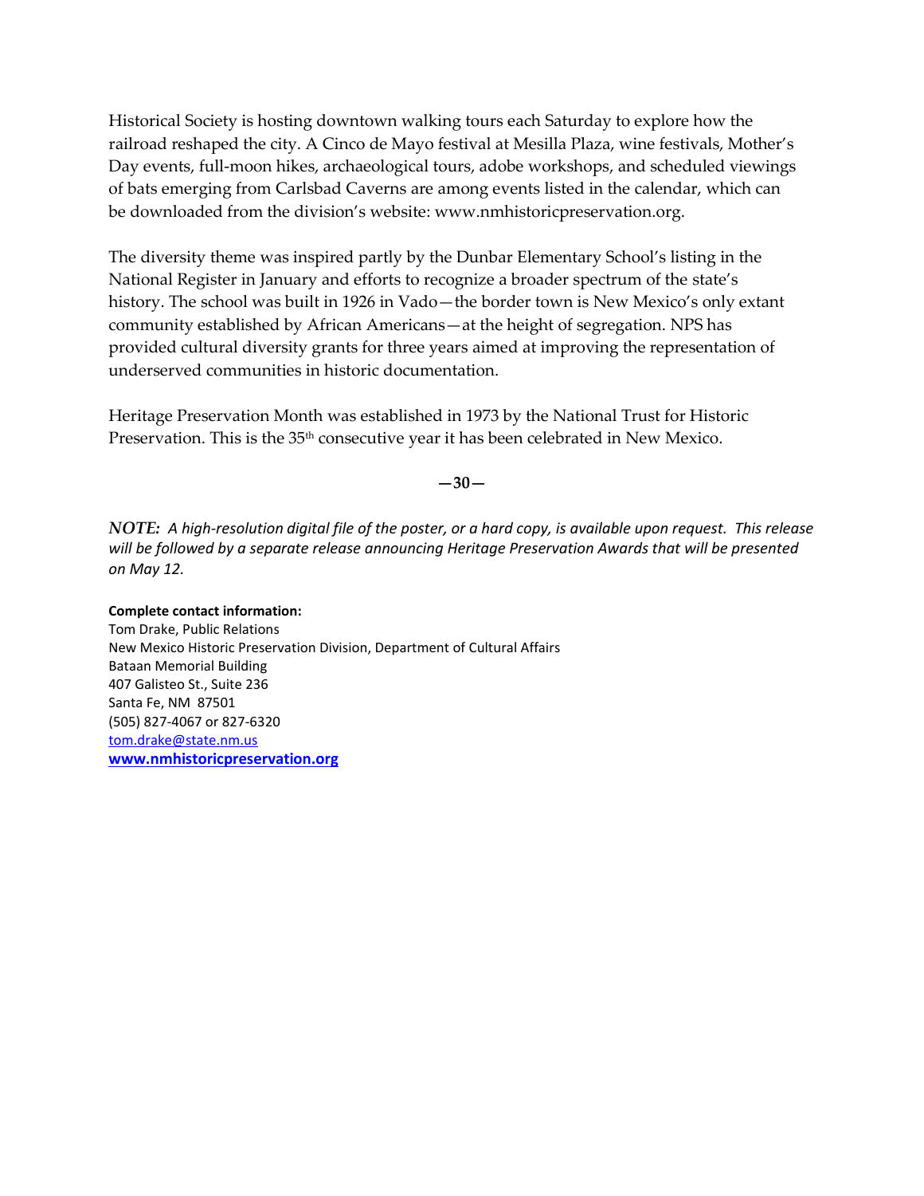Historical Society is hosting downtown walking tours each Saturday to explore how the railroad reshaped the city. A Cinco de Mayo festival at Mesilla Plaza, wine festivals, Mother's Day events, full-moon hikes, archaeological tours, adobe workshops, and scheduled viewings of bats emerging from Carlsbad Caverns are among events listed in the calendar, which can be downloaded from the division's website: www.nmhistoricpreservation.org.

The diversity theme was inspired partly by the Dunbar Elementary School's listing in the National Register in January and efforts to recognize a broader spectrum of the state's history. The school was built in 1926 in Vado—the border town is New Mexico's only extant community established by African Americans—at the height of segregation. NPS has provided cultural diversity grants for three years aimed at improving the representation of underserved communities in historic documentation.

Heritage Preservation Month was established in 1973 by the National Trust for Historic Preservation. This is the 35th consecutive year it has been celebrated in New Mexico.

**—30—**

***NOTE:*** *A high-resolution digital file of the poster, or a hard copy, is available upon request. This release will be followed by a separate release announcing Heritage Preservation Awards that will be presented on May 12.*

**Complete contact information:**
Tom Drake, Public Relations
New Mexico Historic Preservation Division, Department of Cultural Affairs
Bataan Memorial Building
407 Galisteo St., Suite 236
Santa Fe, NM 87501
(505) 827-4067 or 827-6320
tom.drake@state.nm.us
**www.nmhistoricpreservation.org**